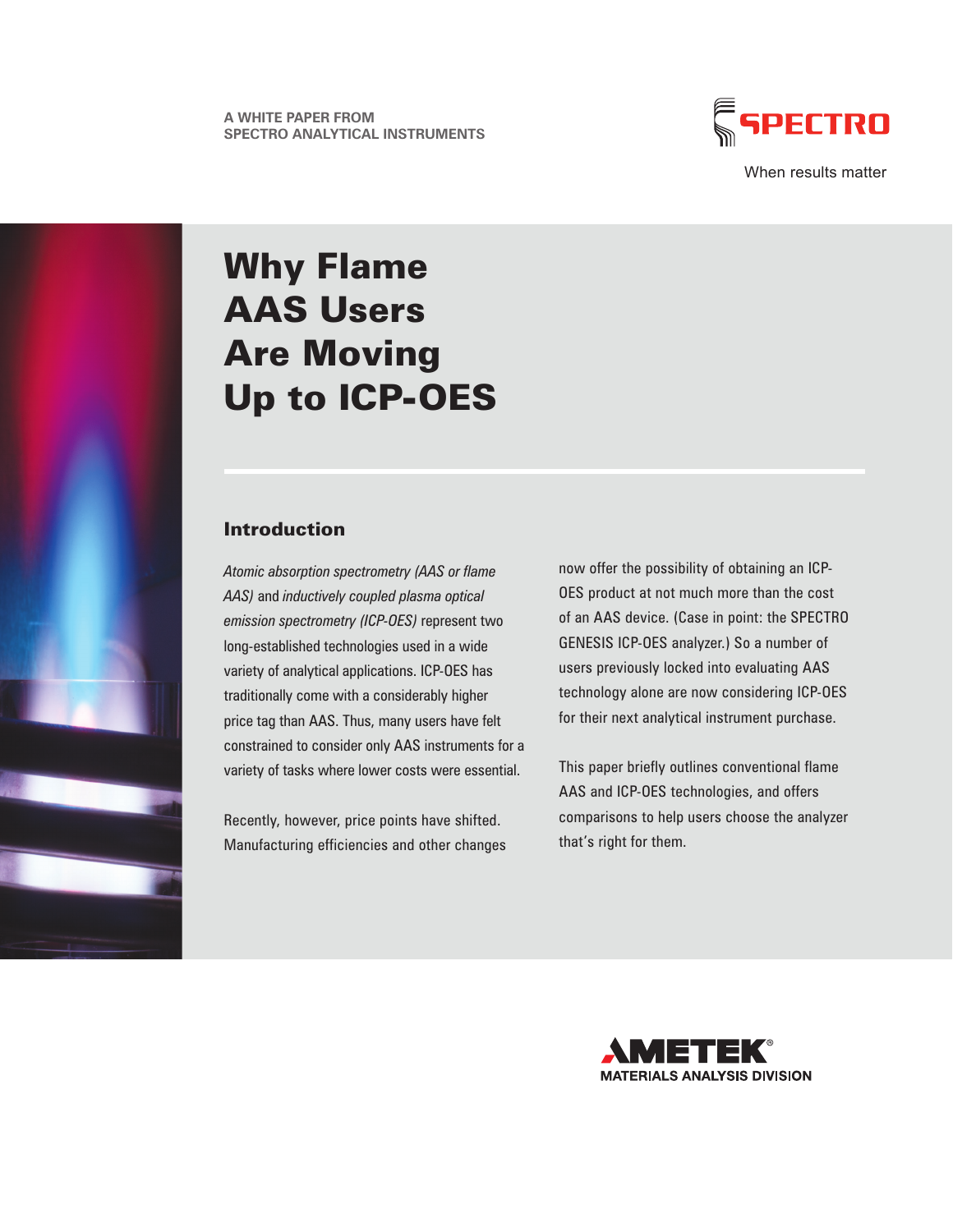A WHITE PAPER FROM
SPECTRO ANALYTICAL INSTRUMENTS

SPECTRO

When results matter

# Why Flame AAS Users Are Moving Up to ICP-OES

## Introduction

*Atomic absorption spectrometry (AAS or flame AAS)* and *inductively coupled plasma optical emission spectrometry (ICP-OES)* represent two long-established technologies used in a wide variety of analytical applications. ICP-OES has traditionally come with a considerably higher price tag than AAS. Thus, many users have felt constrained to consider only AAS instruments for a variety of tasks where lower costs were essential.

Recently, however, price points have shifted. Manufacturing efficiencies and other changes now offer the possibility of obtaining an ICP-OES product at not much more than the cost of an AAS device. (Case in point: the SPECTRO GENESIS ICP-OES analyzer.) So a number of users previously locked into evaluating AAS technology alone are now considering ICP-OES for their next analytical instrument purchase.

This paper briefly outlines conventional flame AAS and ICP-OES technologies, and offers comparisons to help users choose the analyzer that's right for them.

AMETEK®
MATERIALS ANALYSIS DIVISION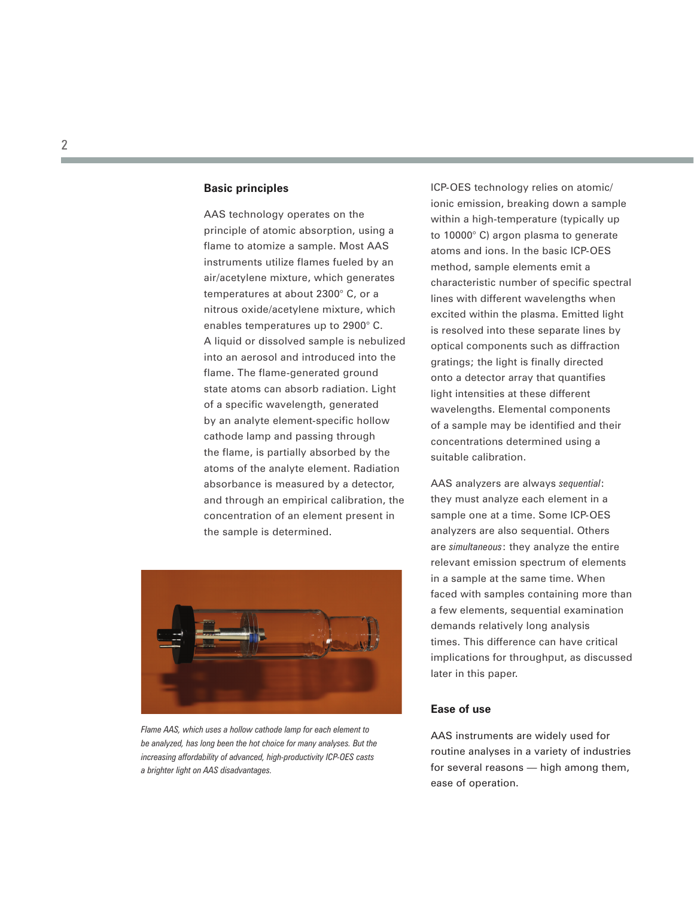## Basic principles

AAS technology operates on the principle of atomic absorption, using a flame to atomize a sample. Most AAS instruments utilize flames fueled by an air/acetylene mixture, which generates temperatures at about 2300° C, or a nitrous oxide/acetylene mixture, which enables temperatures up to 2900° C. A liquid or dissolved sample is nebulized into an aerosol and introduced into the flame. The flame-generated ground state atoms can absorb radiation. Light of a specific wavelength, generated by an analyte element-specific hollow cathode lamp and passing through the flame, is partially absorbed by the atoms of the analyte element. Radiation absorbance is measured by a detector, and through an empirical calibration, the concentration of an element present in the sample is determined.

*Flame AAS, which uses a hollow cathode lamp for each element to be analyzed, has long been the hot choice for many analyses. But the increasing affordability of advanced, high-productivity ICP-OES casts a brighter light on AAS disadvantages.*

ICP-OES technology relies on atomic/ionic emission, breaking down a sample within a high-temperature (typically up to 10000° C) argon plasma to generate atoms and ions. In the basic ICP-OES method, sample elements emit a characteristic number of specific spectral lines with different wavelengths when excited within the plasma. Emitted light is resolved into these separate lines by optical components such as diffraction gratings; the light is finally directed onto a detector array that quantifies light intensities at these different wavelengths. Elemental components of a sample may be identified and their concentrations determined using a suitable calibration.

AAS analyzers are always *sequential*: they must analyze each element in a sample one at a time. Some ICP-OES analyzers are also sequential. Others are *simultaneous*: they analyze the entire relevant emission spectrum of elements in a sample at the same time. When faced with samples containing more than a few elements, sequential examination demands relatively long analysis times. This difference can have critical implications for throughput, as discussed later in this paper.

## Ease of use

AAS instruments are widely used for routine analyses in a variety of industries for several reasons — high among them, ease of operation.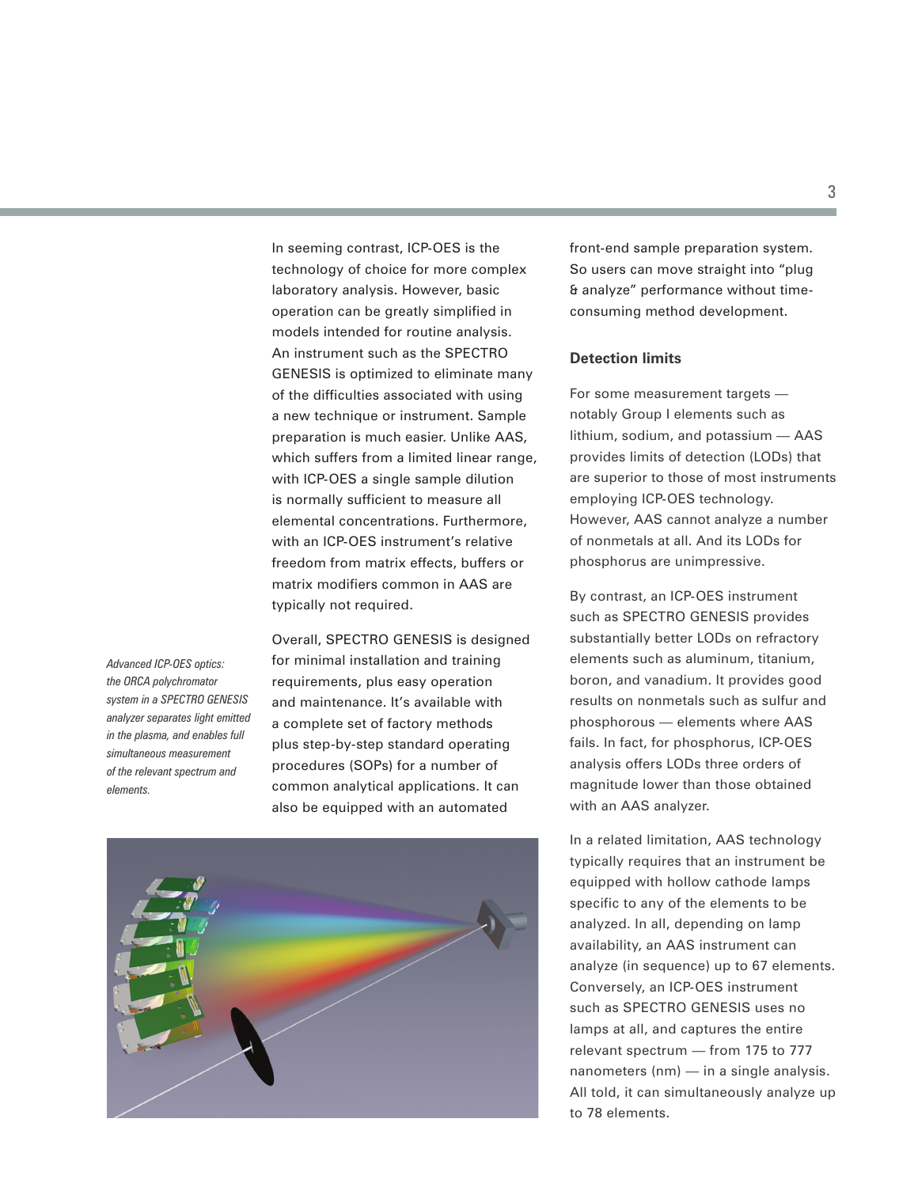In seeming contrast, ICP-OES is the technology of choice for more complex laboratory analysis. However, basic operation can be greatly simplified in models intended for routine analysis. An instrument such as the SPECTRO GENESIS is optimized to eliminate many of the difficulties associated with using a new technique or instrument. Sample preparation is much easier. Unlike AAS, which suffers from a limited linear range, with ICP-OES a single sample dilution is normally sufficient to measure all elemental concentrations. Furthermore, with an ICP-OES instrument's relative freedom from matrix effects, buffers or matrix modifiers common in AAS are typically not required.

Overall, SPECTRO GENESIS is designed for minimal installation and training requirements, plus easy operation and maintenance. It's available with a complete set of factory methods plus step-by-step standard operating procedures (SOPs) for a number of common analytical applications. It can also be equipped with an automated front-end sample preparation system. So users can move straight into "plug & analyze" performance without time-consuming method development.

*Advanced ICP-OES optics: the ORCA polychromator system in a SPECTRO GENESIS analyzer separates light emitted in the plasma, and enables full simultaneous measurement of the relevant spectrum and elements.*

### Detection limits

For some measurement targets — notably Group I elements such as lithium, sodium, and potassium — AAS provides limits of detection (LODs) that are superior to those of most instruments employing ICP-OES technology. However, AAS cannot analyze a number of nonmetals at all. And its LODs for phosphorus are unimpressive.

By contrast, an ICP-OES instrument such as SPECTRO GENESIS provides substantially better LODs on refractory elements such as aluminum, titanium, boron, and vanadium. It provides good results on nonmetals such as sulfur and phosphorous — elements where AAS fails. In fact, for phosphorus, ICP-OES analysis offers LODs three orders of magnitude lower than those obtained with an AAS analyzer.

In a related limitation, AAS technology typically requires that an instrument be equipped with hollow cathode lamps specific to any of the elements to be analyzed. In all, depending on lamp availability, an AAS instrument can analyze (in sequence) up to 67 elements. Conversely, an ICP-OES instrument such as SPECTRO GENESIS uses no lamps at all, and captures the entire relevant spectrum — from 175 to 777 nanometers (nm) — in a single analysis. All told, it can simultaneously analyze up to 78 elements.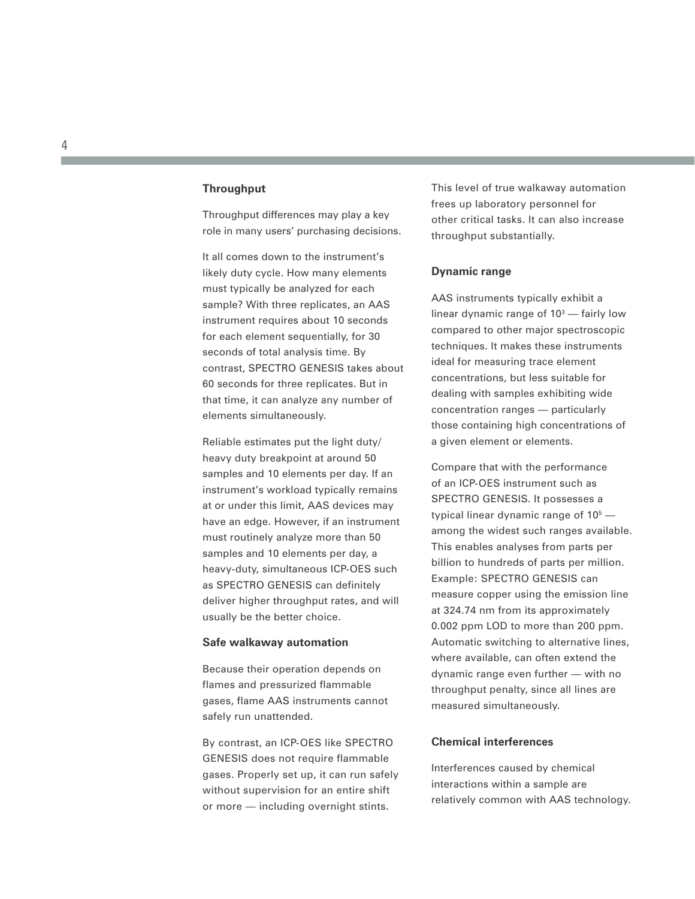### Throughput

Throughput differences may play a key role in many users' purchasing decisions.

It all comes down to the instrument's likely duty cycle. How many elements must typically be analyzed for each sample? With three replicates, an AAS instrument requires about 10 seconds for each element sequentially, for 30 seconds of total analysis time. By contrast, SPECTRO GENESIS takes about 60 seconds for three replicates. But in that time, it can analyze any number of elements simultaneously.

Reliable estimates put the light duty/heavy duty breakpoint at around 50 samples and 10 elements per day. If an instrument's workload typically remains at or under this limit, AAS devices may have an edge. However, if an instrument must routinely analyze more than 50 samples and 10 elements per day, a heavy-duty, simultaneous ICP-OES such as SPECTRO GENESIS can definitely deliver higher throughput rates, and will usually be the better choice.

### Safe walkaway automation

Because their operation depends on flames and pressurized flammable gases, flame AAS instruments cannot safely run unattended.

By contrast, an ICP-OES like SPECTRO GENESIS does not require flammable gases. Properly set up, it can run safely without supervision for an entire shift or more — including overnight stints.

This level of true walkaway automation frees up laboratory personnel for other critical tasks. It can also increase throughput substantially.

### Dynamic range

AAS instruments typically exhibit a linear dynamic range of $10^3$ — fairly low compared to other major spectroscopic techniques. It makes these instruments ideal for measuring trace element concentrations, but less suitable for dealing with samples exhibiting wide concentration ranges — particularly those containing high concentrations of a given element or elements.

Compare that with the performance of an ICP-OES instrument such as SPECTRO GENESIS. It possesses a typical linear dynamic range of $10^5$ — among the widest such ranges available. This enables analyses from parts per billion to hundreds of parts per million. Example: SPECTRO GENESIS can measure copper using the emission line at 324.74 nm from its approximately 0.002 ppm LOD to more than 200 ppm. Automatic switching to alternative lines, where available, can often extend the dynamic range even further — with no throughput penalty, since all lines are measured simultaneously.

### Chemical interferences

Interferences caused by chemical interactions within a sample are relatively common with AAS technology.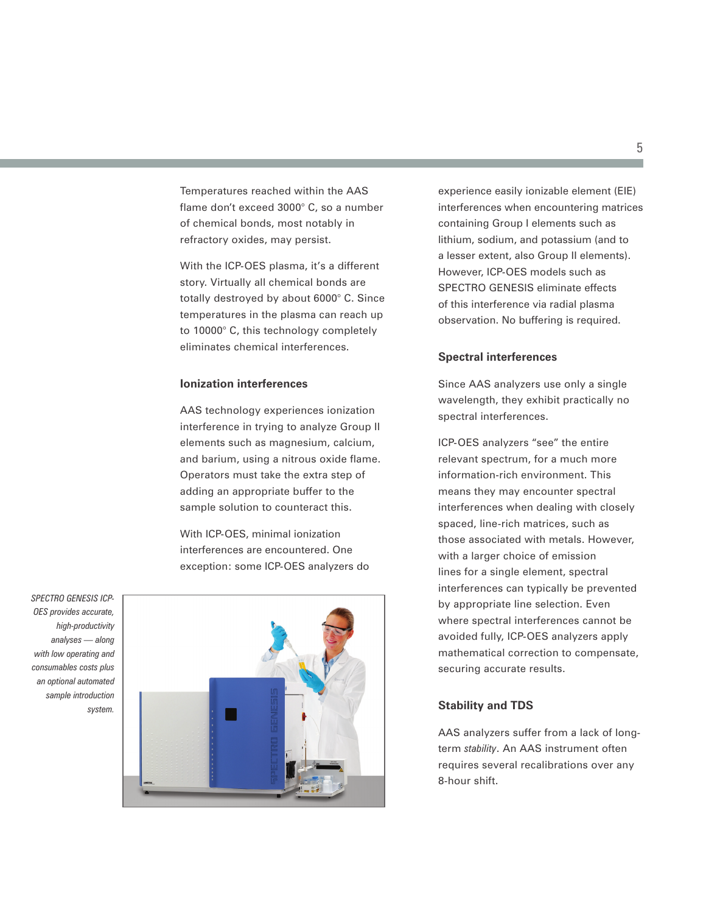Temperatures reached within the AAS flame don't exceed 3000° C, so a number of chemical bonds, most notably in refractory oxides, may persist.

With the ICP-OES plasma, it's a different story. Virtually all chemical bonds are totally destroyed by about 6000° C. Since temperatures in the plasma can reach up to 10000° C, this technology completely eliminates chemical interferences.

### Ionization interferences

AAS technology experiences ionization interference in trying to analyze Group II elements such as magnesium, calcium, and barium, using a nitrous oxide flame. Operators must take the extra step of adding an appropriate buffer to the sample solution to counteract this.

With ICP-OES, minimal ionization interferences are encountered. One exception: some ICP-OES analyzers do experience easily ionizable element (EIE) interferences when encountering matrices containing Group I elements such as lithium, sodium, and potassium (and to a lesser extent, also Group II elements). However, ICP-OES models such as SPECTRO GENESIS eliminate effects of this interference via radial plasma observation. No buffering is required.

*SPECTRO GENESIS ICP-OES provides accurate, high-productivity analyses — along with low operating and consumables costs plus an optional automated sample introduction system.*

### Spectral interferences

Since AAS analyzers use only a single wavelength, they exhibit practically no spectral interferences.

ICP-OES analyzers "see" the entire relevant spectrum, for a much more information-rich environment. This means they may encounter spectral interferences when dealing with closely spaced, line-rich matrices, such as those associated with metals. However, with a larger choice of emission lines for a single element, spectral interferences can typically be prevented by appropriate line selection. Even where spectral interferences cannot be avoided fully, ICP-OES analyzers apply mathematical correction to compensate, securing accurate results.

### Stability and TDS

AAS analyzers suffer from a lack of long-term *stability*. An AAS instrument often requires several recalibrations over any 8-hour shift.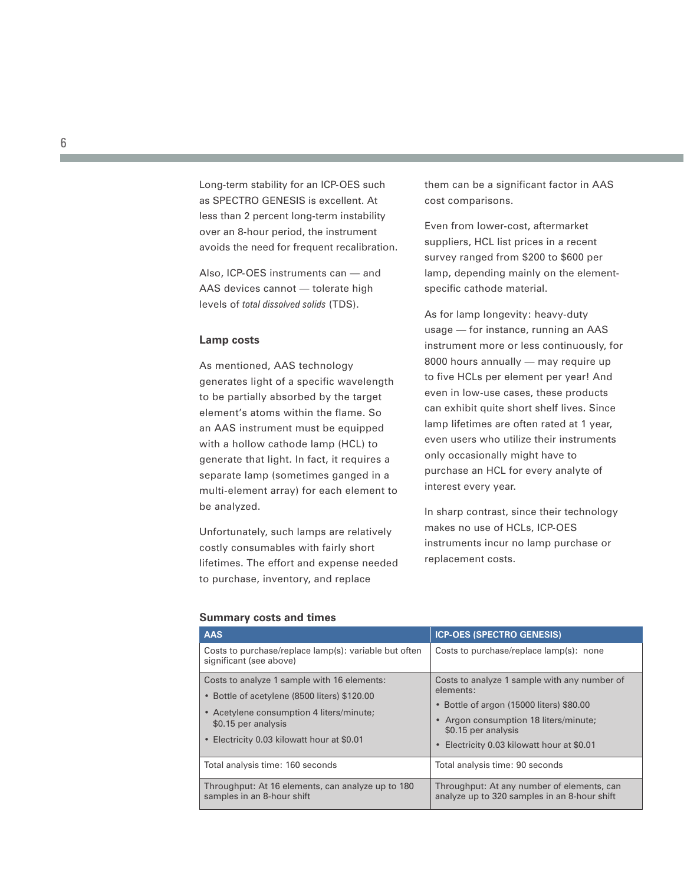Long-term stability for an ICP-OES such as SPECTRO GENESIS is excellent. At less than 2 percent long-term instability over an 8-hour period, the instrument avoids the need for frequent recalibration.

Also, ICP-OES instruments can — and AAS devices cannot — tolerate high levels of *total dissolved solids* (TDS).

### Lamp costs

As mentioned, AAS technology generates light of a specific wavelength to be partially absorbed by the target element's atoms within the flame. So an AAS instrument must be equipped with a hollow cathode lamp (HCL) to generate that light. In fact, it requires a separate lamp (sometimes ganged in a multi-element array) for each element to be analyzed.

Unfortunately, such lamps are relatively costly consumables with fairly short lifetimes. The effort and expense needed to purchase, inventory, and replace them can be a significant factor in AAS cost comparisons.

Even from lower-cost, aftermarket suppliers, HCL list prices in a recent survey ranged from $200 to $600 per lamp, depending mainly on the element-specific cathode material.

As for lamp longevity: heavy-duty usage — for instance, running an AAS instrument more or less continuously, for 8000 hours annually — may require up to five HCLs per element per year! And even in low-use cases, these products can exhibit quite short shelf lives. Since lamp lifetimes are often rated at 1 year, even users who utilize their instruments only occasionally might have to purchase an HCL for every analyte of interest every year.

In sharp contrast, since their technology makes no use of HCLs, ICP-OES instruments incur no lamp purchase or replacement costs.

### Summary costs and times

| AAS | ICP-OES (SPECTRO GENESIS) |
|---|---|
| Costs to purchase/replace lamp(s): variable but often significant (see above) | Costs to purchase/replace lamp(s): none |
| Costs to analyze 1 sample with 16 elements:<br>• Bottle of acetylene (8500 liters) $120.00<br>• Acetylene consumption 4 liters/minute; $0.15 per analysis<br>• Electricity 0.03 kilowatt hour at $0.01 | Costs to analyze 1 sample with any number of elements:<br>• Bottle of argon (15000 liters) $80.00<br>• Argon consumption 18 liters/minute; $0.15 per analysis<br>• Electricity 0.03 kilowatt hour at $0.01 |
| Total analysis time: 160 seconds | Total analysis time: 90 seconds |
| Throughput: At 16 elements, can analyze up to 180 samples in an 8-hour shift | Throughput: At any number of elements, can analyze up to 320 samples in an 8-hour shift |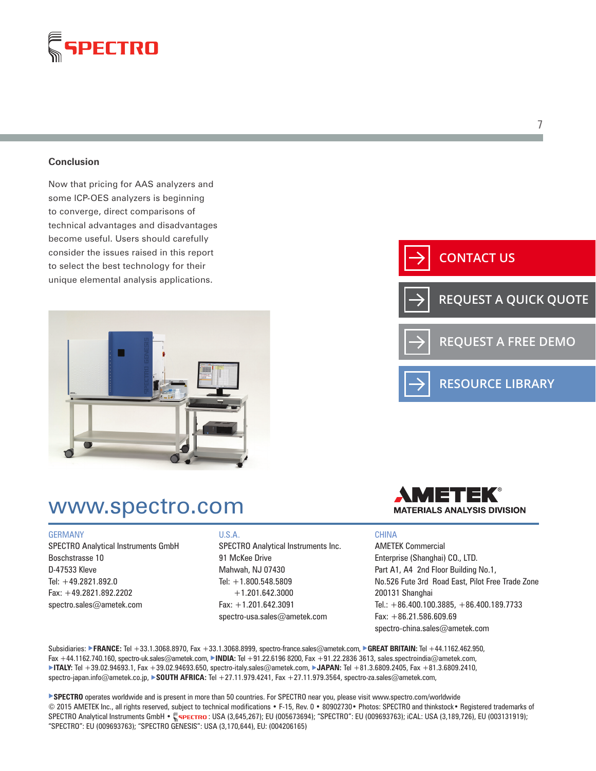## Conclusion

Now that pricing for AAS analyzers and some ICP-OES analyzers is beginning to converge, direct comparisons of technical advantages and disadvantages become useful. Users should carefully consider the issues raised in this report to select the best technology for their unique elemental analysis applications.

CONTACT US

REQUEST A QUICK QUOTE

REQUEST A FREE DEMO

RESOURCE LIBRARY

www.spectro.com

AMETEK® MATERIALS ANALYSIS DIVISION

GERMANY
SPECTRO Analytical Instruments GmbH
Boschstrasse 10
D-47533 Kleve
Tel: +49.2821.892.0
Fax: +49.2821.892.2202
spectro.sales@ametek.com

U.S.A.
SPECTRO Analytical Instruments Inc.
91 McKee Drive
Mahwah, NJ 07430
Tel: +1.800.548.5809
+1.201.642.3000
Fax: +1.201.642.3091
spectro-usa.sales@ametek.com

CHINA
AMETEK Commercial
Enterprise (Shanghai) CO., LTD.
Part A1, A4 2nd Floor Building No.1,
No.526 Fute 3rd Road East, Pilot Free Trade Zone
200131 Shanghai
Tel.: +86.400.100.3885, +86.400.189.7733
Fax: +86.21.586.609.69
spectro-china.sales@ametek.com

Subsidiaries: ▸**FRANCE:** Tel +33.1.3068.8970, Fax +33.1.3068.8999, spectro-france.sales@ametek.com, ▸**GREAT BRITAIN:** Tel +44.1162.462.950, Fax +44.1162.740.160, spectro-uk.sales@ametek.com, ▸**INDIA:** Tel +91.22.6196 8200, Fax +91.22.2836 3613, sales.spectroindia@ametek.com, ▸**ITALY:** Tel +39.02.94693.1, Fax +39.02.94693.650, spectro-italy.sales@ametek.com, ▸**JAPAN:** Tel +81.3.6809.2405, Fax +81.3.6809.2410, spectro-japan.info@ametek.co.jp, ▸**SOUTH AFRICA:** Tel +27.11.979.4241, Fax +27.11.979.3564, spectro-za.sales@ametek.com,

▸**SPECTRO** operates worldwide and is present in more than 50 countries. For SPECTRO near you, please visit www.spectro.com/worldwide
© 2015 AMETEK Inc., all rights reserved, subject to technical modifications • F-15, Rev. 0 • 80902730• Photos: SPECTRO and thinkstock• Registered trademarks of SPECTRO Analytical Instruments GmbH • SPECTRO: USA (3,645,267); EU (005673694); "SPECTRO": EU (009693763); iCAL: USA (3,189,726), EU (003131919); "SPECTRO": EU (009693763); "SPECTRO GENESIS": USA (3,170,644), EU: (004206165)